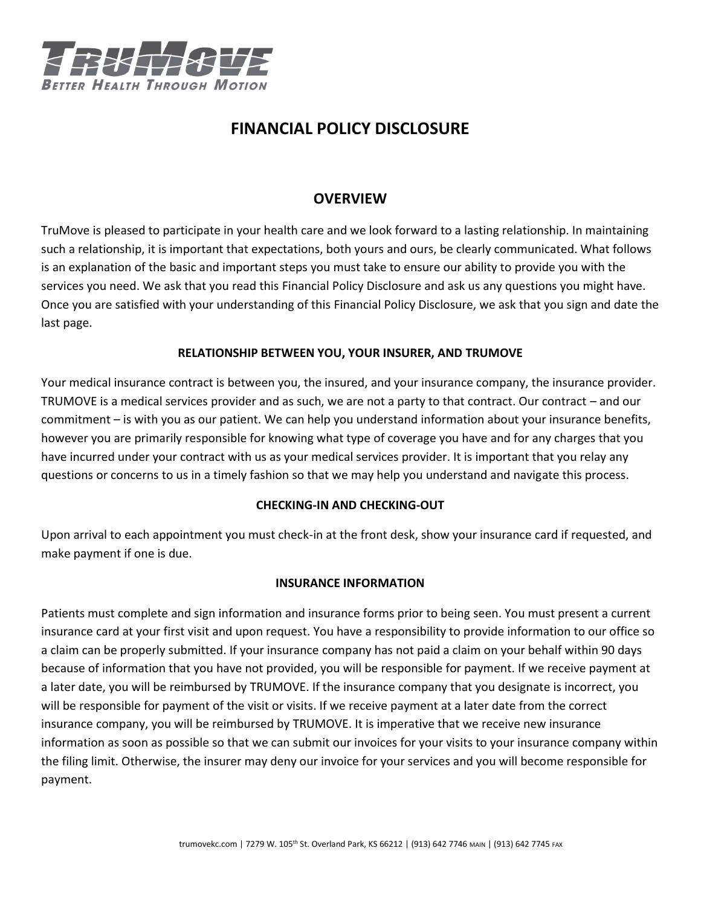# FINANCIAL POLICY DISCLOSURE

## OVERVIEW

TruMove is pleased to participate in your health care and we look forward to a lasting relationship. In maintaining such a relationship, it is important that expectations, both yours and ours, be clearly communicated. What follows is an explanation of the basic and important steps you must take to ensure our ability to provide you with the services you need. We ask that you read this Financial Policy Disclosure and ask us any questions you might have. Once you are satisfied with your understanding of this Financial Policy Disclosure, we ask that you sign and date the last page.

### RELATIONSHIP BETWEEN YOU, YOUR INSURER, AND TRUMOVE

Your medical insurance contract is between you, the insured, and your insurance company, the insurance provider. TRUMOVE is a medical services provider and as such, we are not a party to that contract. Our contract – and our commitment – is with you as our patient. We can help you understand information about your insurance benefits, however you are primarily responsible for knowing what type of coverage you have and for any charges that you have incurred under your contract with us as your medical services provider. It is important that you relay any questions or concerns to us in a timely fashion so that we may help you understand and navigate this process.

### CHECKING-IN AND CHECKING-OUT

Upon arrival to each appointment you must check-in at the front desk, show your insurance card if requested, and make payment if one is due.

### INSURANCE INFORMATION

Patients must complete and sign information and insurance forms prior to being seen. You must present a current insurance card at your first visit and upon request. You have a responsibility to provide information to our office so a claim can be properly submitted. If your insurance company has not paid a claim on your behalf within 90 days because of information that you have not provided, you will be responsible for payment. If we receive payment at a later date, you will be reimbursed by TRUMOVE. If the insurance company that you designate is incorrect, you will be responsible for payment of the visit or visits. If we receive payment at a later date from the correct insurance company, you will be reimbursed by TRUMOVE. It is imperative that we receive new insurance information as soon as possible so that we can submit our invoices for your visits to your insurance company within the filing limit. Otherwise, the insurer may deny our invoice for your services and you will become responsible for payment.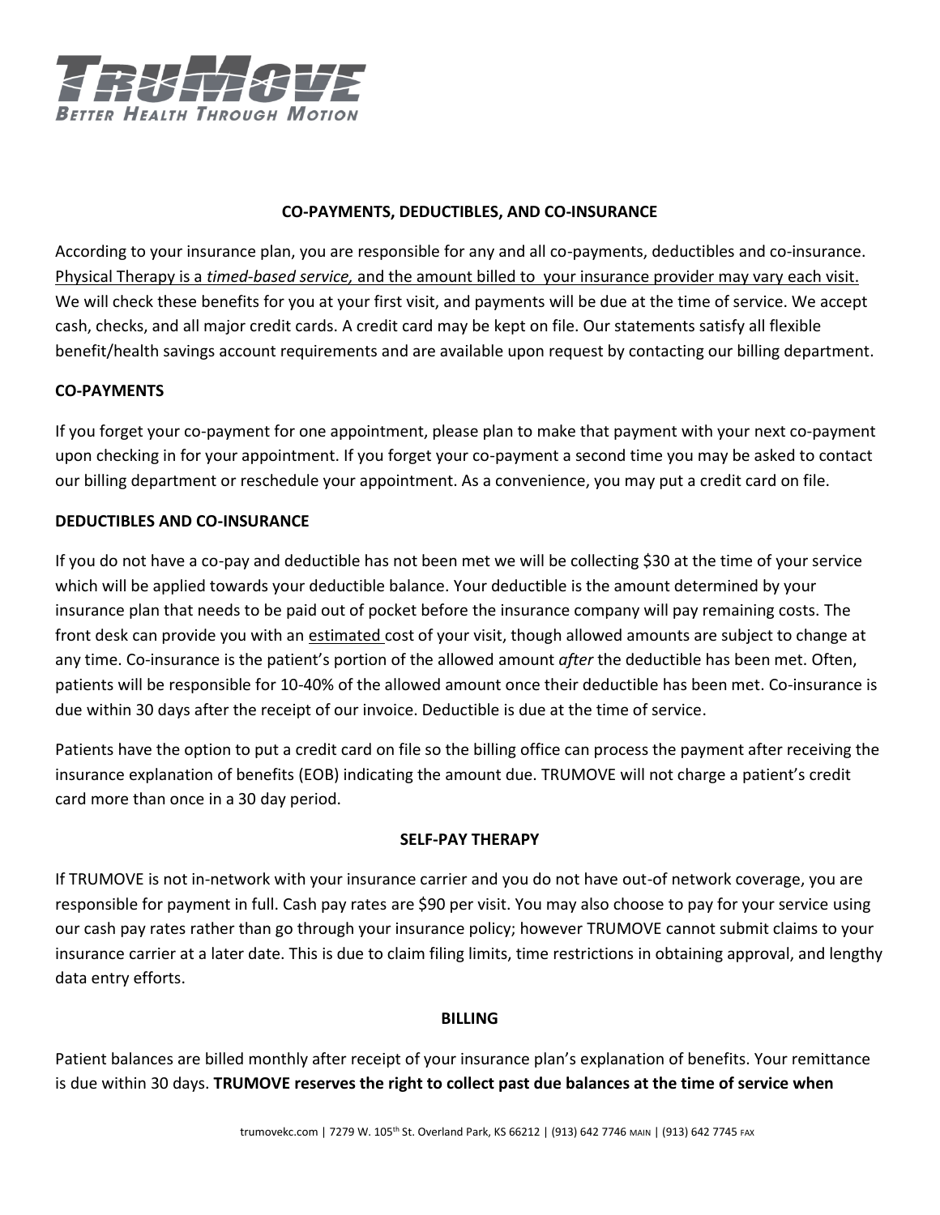## CO-PAYMENTS, DEDUCTIBLES, AND CO-INSURANCE

According to your insurance plan, you are responsible for any and all co-payments, deductibles and co-insurance. Physical Therapy is a *timed-based service,* and the amount billed to your insurance provider may vary each visit. We will check these benefits for you at your first visit, and payments will be due at the time of service. We accept cash, checks, and all major credit cards. A credit card may be kept on file. Our statements satisfy all flexible benefit/health savings account requirements and are available upon request by contacting our billing department.

### CO-PAYMENTS

If you forget your co-payment for one appointment, please plan to make that payment with your next co-payment upon checking in for your appointment. If you forget your co-payment a second time you may be asked to contact our billing department or reschedule your appointment. As a convenience, you may put a credit card on file.

### DEDUCTIBLES AND CO-INSURANCE

If you do not have a co-pay and deductible has not been met we will be collecting $30 at the time of your service which will be applied towards your deductible balance. Your deductible is the amount determined by your insurance plan that needs to be paid out of pocket before the insurance company will pay remaining costs. The front desk can provide you with an estimated cost of your visit, though allowed amounts are subject to change at any time. Co-insurance is the patient's portion of the allowed amount *after* the deductible has been met. Often, patients will be responsible for 10-40% of the allowed amount once their deductible has been met. Co-insurance is due within 30 days after the receipt of our invoice. Deductible is due at the time of service.

Patients have the option to put a credit card on file so the billing office can process the payment after receiving the insurance explanation of benefits (EOB) indicating the amount due. TRUMOVE will not charge a patient's credit card more than once in a 30 day period.

## SELF-PAY THERAPY

If TRUMOVE is not in-network with your insurance carrier and you do not have out-of network coverage, you are responsible for payment in full. Cash pay rates are $90 per visit. You may also choose to pay for your service using our cash pay rates rather than go through your insurance policy; however TRUMOVE cannot submit claims to your insurance carrier at a later date. This is due to claim filing limits, time restrictions in obtaining approval, and lengthy data entry efforts.

## BILLING

Patient balances are billed monthly after receipt of your insurance plan's explanation of benefits. Your remittance is due within 30 days. **TRUMOVE reserves the right to collect past due balances at the time of service when**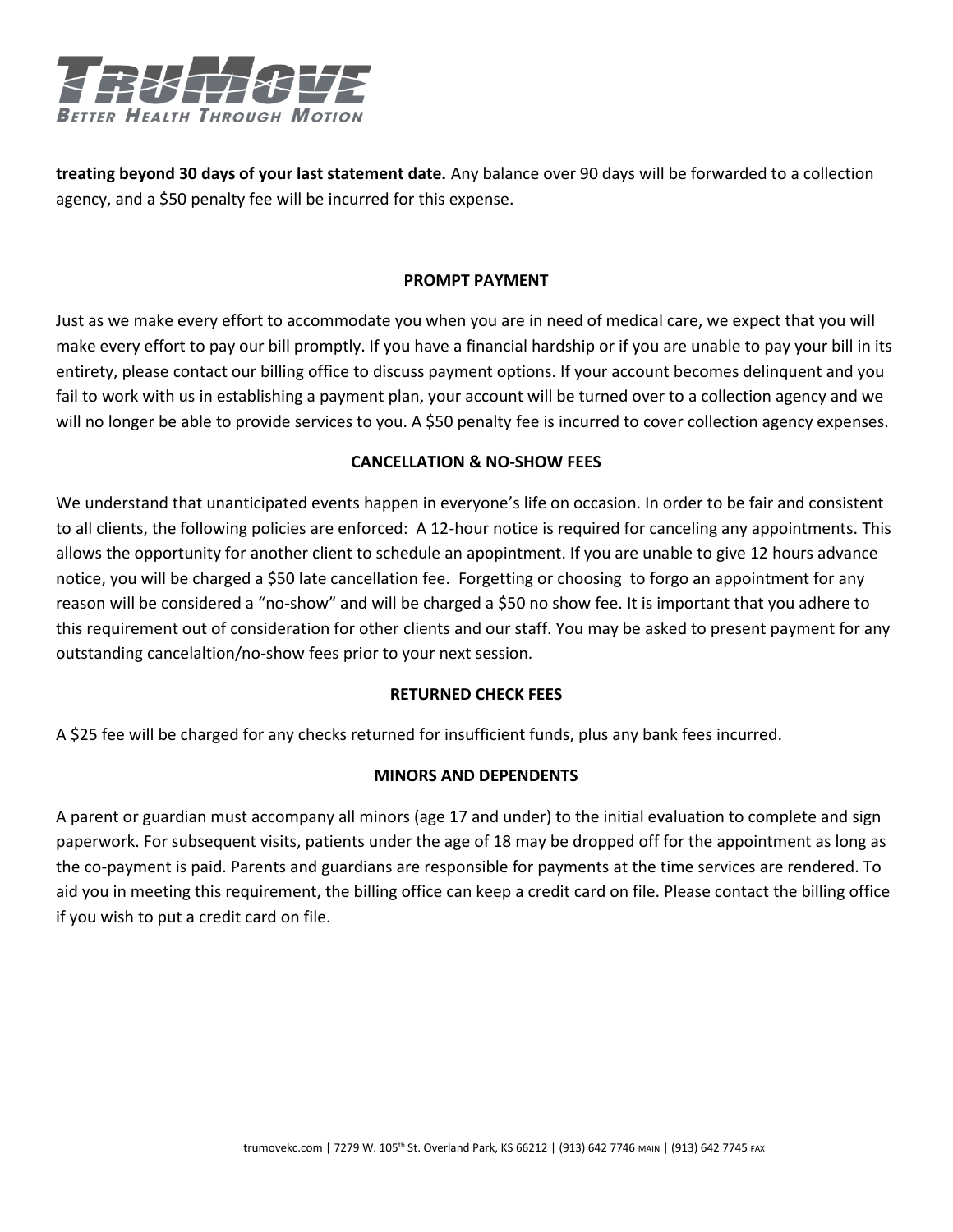**treating beyond 30 days of your last statement date.** Any balance over 90 days will be forwarded to a collection agency, and a $50 penalty fee will be incurred for this expense.

## PROMPT PAYMENT

Just as we make every effort to accommodate you when you are in need of medical care, we expect that you will make every effort to pay our bill promptly. If you have a financial hardship or if you are unable to pay your bill in its entirety, please contact our billing office to discuss payment options. If your account becomes delinquent and you fail to work with us in establishing a payment plan, your account will be turned over to a collection agency and we will no longer be able to provide services to you. A $50 penalty fee is incurred to cover collection agency expenses.

## CANCELLATION & NO-SHOW FEES

We understand that unanticipated events happen in everyone's life on occasion. In order to be fair and consistent to all clients, the following policies are enforced: A 12-hour notice is required for canceling any appointments. This allows the opportunity for another client to schedule an apopintment. If you are unable to give 12 hours advance notice, you will be charged a $50 late cancellation fee. Forgetting or choosing to forgo an appointment for any reason will be considered a "no-show" and will be charged a $50 no show fee. It is important that you adhere to this requirement out of consideration for other clients and our staff. You may be asked to present payment for any outstanding cancelaltion/no-show fees prior to your next session.

## RETURNED CHECK FEES

A $25 fee will be charged for any checks returned for insufficient funds, plus any bank fees incurred.

## MINORS AND DEPENDENTS

A parent or guardian must accompany all minors (age 17 and under) to the initial evaluation to complete and sign paperwork. For subsequent visits, patients under the age of 18 may be dropped off for the appointment as long as the co-payment is paid. Parents and guardians are responsible for payments at the time services are rendered. To aid you in meeting this requirement, the billing office can keep a credit card on file. Please contact the billing office if you wish to put a credit card on file.